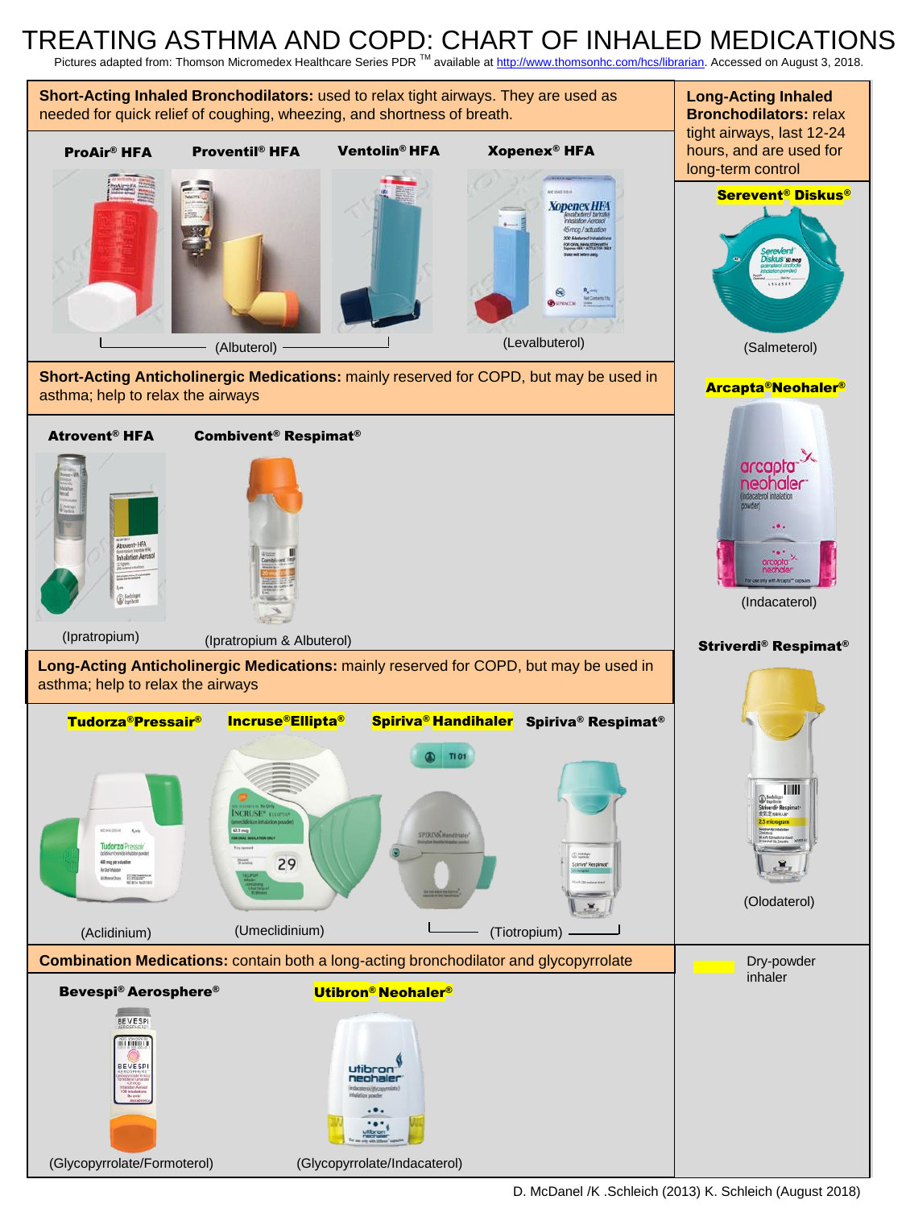# TREATING ASTHMA AND COPD: CHART OF INHALED MEDICATIONS

Pictures adapted from: Thomson Micromedex Healthcare Series PDR ™ available at http://www.thomsonhc.com/hcs/librarian. Accessed on August 3, 2018.

## Short-Acting Inhaled Bronchodilators

**Short-Acting Inhaled Bronchodilators:** used to relax tight airways. They are used as needed for quick relief of coughing, wheezing, and shortness of breath.

- **ProAir® HFA** (Albuterol)
- **Proventil® HFA** (Albuterol)
- **Ventolin® HFA** (Albuterol)
- **Xopenex® HFA** (Levalbuterol)

## Short-Acting Anticholinergic Medications

**Short-Acting Anticholinergic Medications:** mainly reserved for COPD, but may be used in asthma; help to relax the airways

- **Atrovent® HFA** (Ipratropium)
- **Combivent® Respimat®** (Ipratropium & Albuterol)

## Long-Acting Anticholinergic Medications

**Long-Acting Anticholinergic Medications:** mainly reserved for COPD, but may be used in asthma; help to relax the airways

- **Tudorza® Pressair®** (Aclidinium)
- **Incruse® Ellipta®** (Umeclidinium)
- **Spiriva® Handihaler** (Tiotropium)
- **Spiriva® Respimat®** (Tiotropium)

## Combination Medications

**Combination Medications:** contain both a long-acting bronchodilator and glycopyrrolate

- **Bevespi® Aerosphere®** (Glycopyrrolate/Formoterol)
- **Utibron® Neohaler®** (Glycopyrrolate/Indacaterol)

## Long-Acting Inhaled Bronchodilators

**Long-Acting Inhaled Bronchodilators:** relax tight airways, last 12-24 hours, and are used for long-term control

- **Serevent® Diskus®** (Salmeterol)
- **Arcapta® Neohaler®** (Indacaterol)
- **Striverdi® Respimat®** (Olodaterol)

Yellow highlight: Dry-powder inhaler (Serevent® Diskus®, Arcapta® Neohaler®, Tudorza® Pressair®, Incruse® Ellipta®, Spiriva® Handihaler, Utibron® Neohaler®)

D. McDanel /K .Schleich (2013) K. Schleich (August 2018)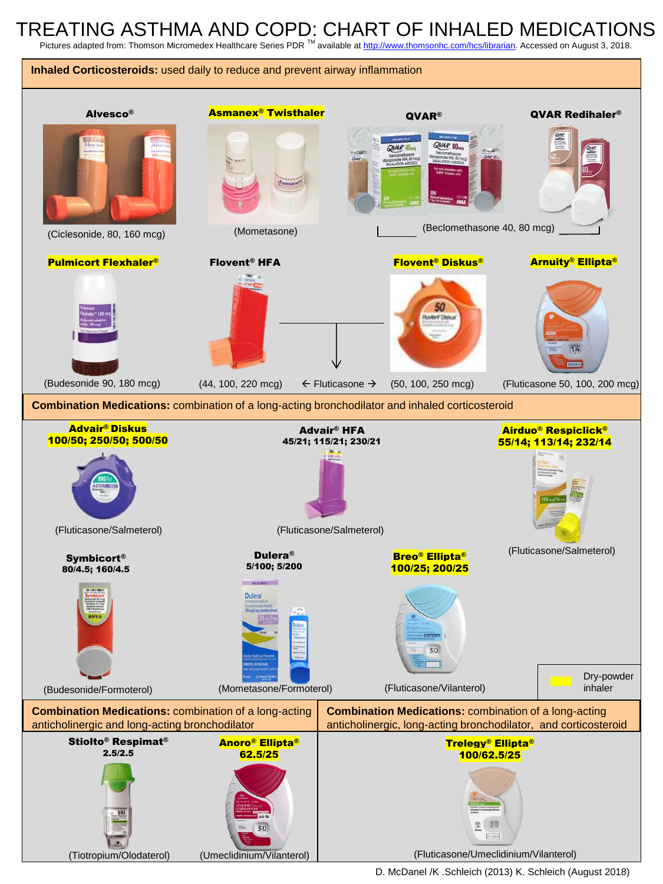# TREATING ASTHMA AND COPD: CHART OF INHALED MEDICATIONS

Pictures adapted from: Thomson Micromedex Healthcare Series PDR ™ available at http://www.thomsonhc.com/hcs/librarian. Accessed on August 3, 2018.

## Inhaled Corticosteroids: used daily to reduce and prevent airway inflammation

**Alvesco®**
(Ciclesonide, 80, 160 mcg)

**Asmanex® Twisthaler**
(Mometasone)

**QVAR®** / **QVAR Redihaler®**
(Beclomethasone 40, 80 mcg)

**Pulmicort Flexhaler®**
(Budesonide 90, 180 mcg)

**Flovent® HFA**
(44, 100, 220 mcg)

← Fluticasone →

**Flovent® Diskus®**
(50, 100, 250 mcg)

**Arnuity® Ellipta®**
(Fluticasone 50, 100, 200 mcg)

## Combination Medications: combination of a long-acting bronchodilator and inhaled corticosteroid

**Advair® Diskus**
**100/50; 250/50; 500/50**
(Fluticasone/Salmeterol)

**Advair® HFA**
**45/21; 115/21; 230/21**
(Fluticasone/Salmeterol)

**Airduo® Respiclick®**
**55/14; 113/14; 232/14**
(Fluticasone/Salmeterol)

**Symbicort®**
**80/4.5; 160/4.5**
(Budesonide/Formoterol)

**Dulera®**
**5/100; 5/200**
(Mometasone/Formoterol)

**Breo® Ellipta®**
**100/25; 200/25**
(Fluticasone/Vilanterol)

Dry-powder inhaler

## Combination Medications: combination of a long-acting anticholinergic and long-acting bronchodilator

**Stiolto® Respimat®**
**2.5/2.5**
(Tiotropium/Olodaterol)

**Anoro® Ellipta®**
**62.5/25**
(Umeclidinium/Vilanterol)

## Combination Medications: combination of a long-acting anticholinergic, long-acting bronchodilator, and corticosteroid

**Trelegy® Ellipta®**
**100/62.5/25**
(Fluticasone/Umeclidinium/Vilanterol)

D. McDanel /K .Schleich (2013) K. Schleich (August 2018)